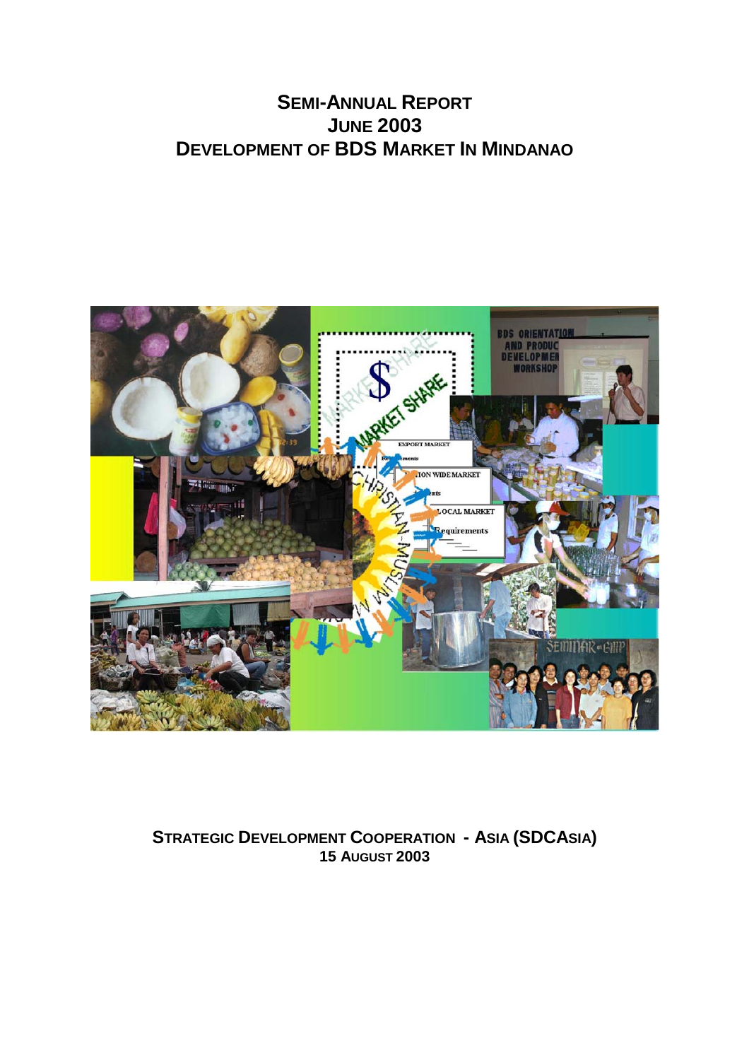# SEMI-ANNUAL REPORT
# JUNE 2003
# DEVELOPMENT OF BDS MARKET IN MINDANAO

**STRATEGIC DEVELOPMENT COOPERATION - ASIA (SDCASIA)**
**15 AUGUST 2003**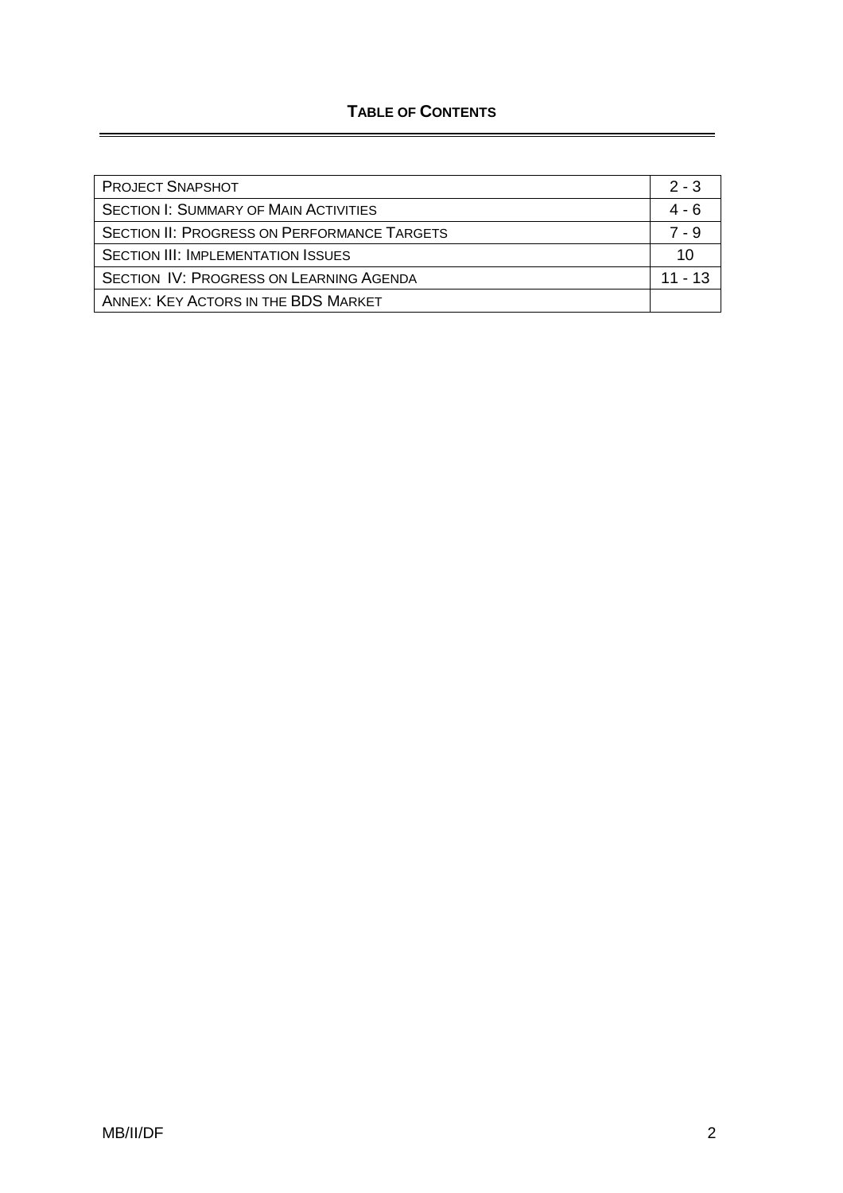## **TABLE OF CONTENTS**

| | |
|---|---|
| PROJECT SNAPSHOT | 2 - 3 |
| SECTION I: SUMMARY OF MAIN ACTIVITIES | 4 - 6 |
| SECTION II: PROGRESS ON PERFORMANCE TARGETS | 7 - 9 |
| SECTION III: IMPLEMENTATION ISSUES | 10 |
| SECTION IV: PROGRESS ON LEARNING AGENDA | 11 - 13 |
| ANNEX: KEY ACTORS IN THE BDS MARKET | |

MB/II/DF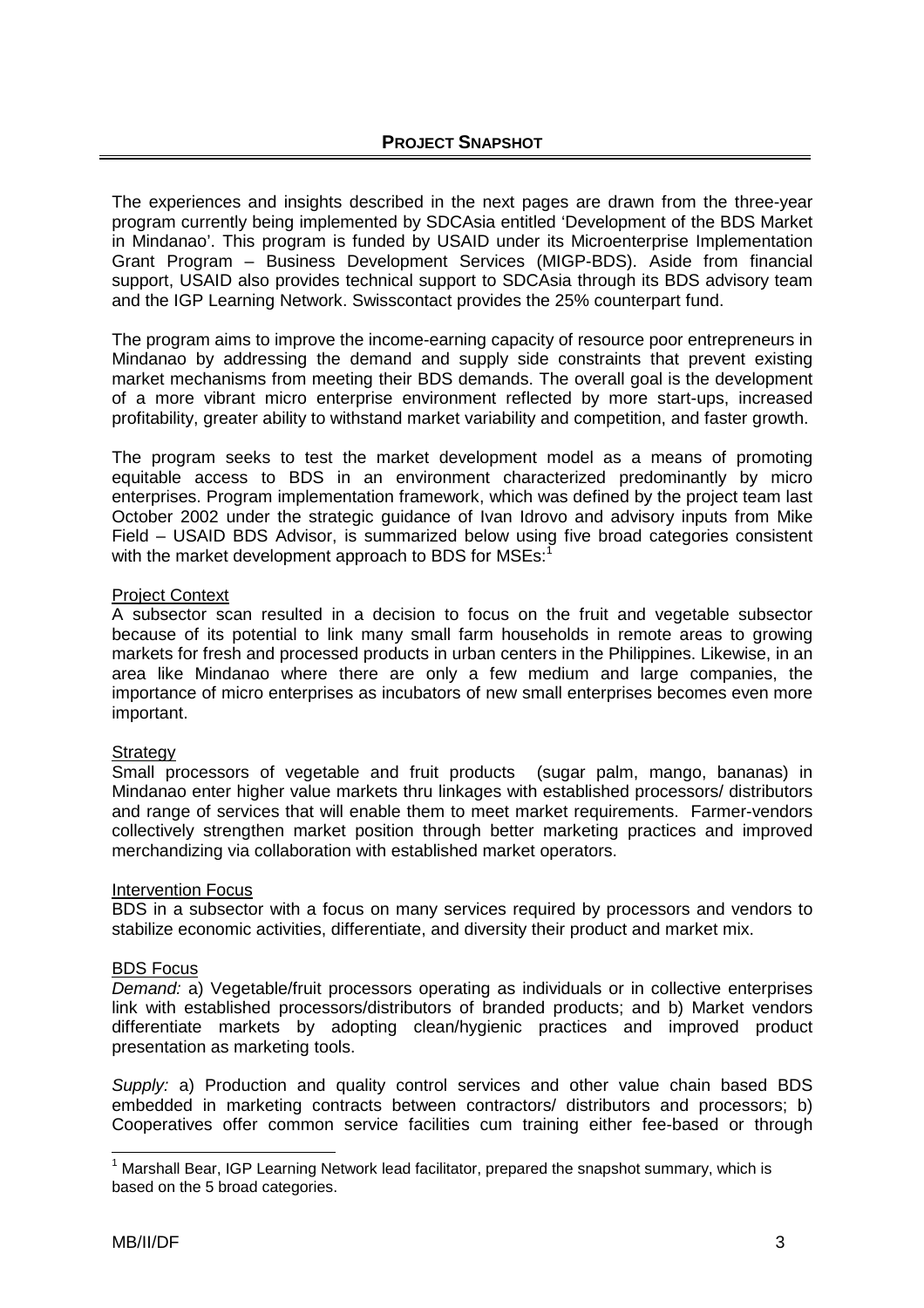## PROJECT SNAPSHOT

The experiences and insights described in the next pages are drawn from the three-year program currently being implemented by SDCAsia entitled 'Development of the BDS Market in Mindanao'. This program is funded by USAID under its Microenterprise Implementation Grant Program – Business Development Services (MIGP-BDS). Aside from financial support, USAID also provides technical support to SDCAsia through its BDS advisory team and the IGP Learning Network. Swisscontact provides the 25% counterpart fund.

The program aims to improve the income-earning capacity of resource poor entrepreneurs in Mindanao by addressing the demand and supply side constraints that prevent existing market mechanisms from meeting their BDS demands. The overall goal is the development of a more vibrant micro enterprise environment reflected by more start-ups, increased profitability, greater ability to withstand market variability and competition, and faster growth.

The program seeks to test the market development model as a means of promoting equitable access to BDS in an environment characterized predominantly by micro enterprises. Program implementation framework, which was defined by the project team last October 2002 under the strategic guidance of Ivan Idrovo and advisory inputs from Mike Field – USAID BDS Advisor, is summarized below using five broad categories consistent with the market development approach to BDS for MSEs:[1]

Project Context

A subsector scan resulted in a decision to focus on the fruit and vegetable subsector because of its potential to link many small farm households in remote areas to growing markets for fresh and processed products in urban centers in the Philippines. Likewise, in an area like Mindanao where there are only a few medium and large companies, the importance of micro enterprises as incubators of new small enterprises becomes even more important.

Strategy

Small processors of vegetable and fruit products (sugar palm, mango, bananas) in Mindanao enter higher value markets thru linkages with established processors/ distributors and range of services that will enable them to meet market requirements. Farmer-vendors collectively strengthen market position through better marketing practices and improved merchandizing via collaboration with established market operators.

Intervention Focus

BDS in a subsector with a focus on many services required by processors and vendors to stabilize economic activities, differentiate, and diversity their product and market mix.

BDS Focus

*Demand:* a) Vegetable/fruit processors operating as individuals or in collective enterprises link with established processors/distributors of branded products; and b) Market vendors differentiate markets by adopting clean/hygienic practices and improved product presentation as marketing tools.

*Supply:* a) Production and quality control services and other value chain based BDS embedded in marketing contracts between contractors/ distributors and processors; b) Cooperatives offer common service facilities cum training either fee-based or through

[1] Marshall Bear, IGP Learning Network lead facilitator, prepared the snapshot summary, which is based on the 5 broad categories.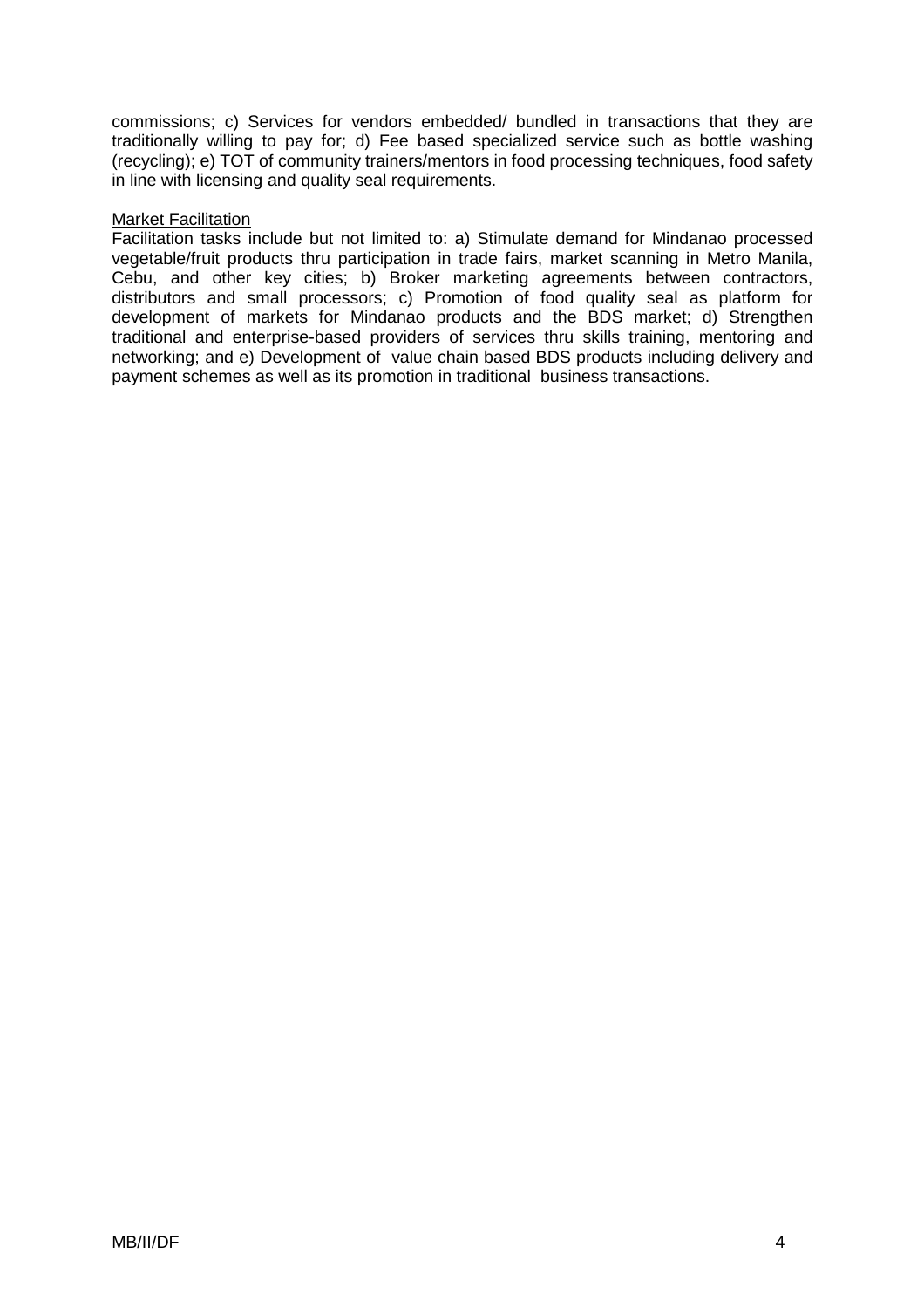commissions; c) Services for vendors embedded/ bundled in transactions that they are traditionally willing to pay for; d) Fee based specialized service such as bottle washing (recycling); e) TOT of community trainers/mentors in food processing techniques, food safety in line with licensing and quality seal requirements.

<u>Market Facilitation</u>

Facilitation tasks include but not limited to: a) Stimulate demand for Mindanao processed vegetable/fruit products thru participation in trade fairs, market scanning in Metro Manila, Cebu, and other key cities; b) Broker marketing agreements between contractors, distributors and small processors; c) Promotion of food quality seal as platform for development of markets for Mindanao products and the BDS market; d) Strengthen traditional and enterprise-based providers of services thru skills training, mentoring and networking; and e) Development of value chain based BDS products including delivery and payment schemes as well as its promotion in traditional business transactions.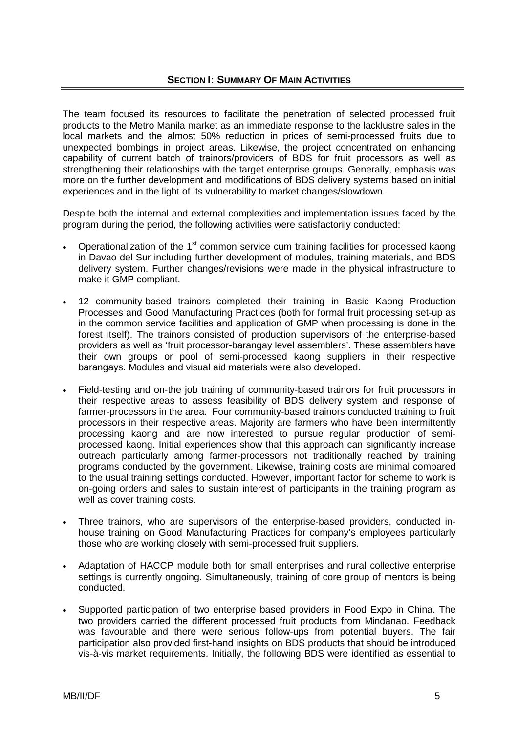## SECTION I: SUMMARY OF MAIN ACTIVITIES

The team focused its resources to facilitate the penetration of selected processed fruit products to the Metro Manila market as an immediate response to the lacklustre sales in the local markets and the almost 50% reduction in prices of semi-processed fruits due to unexpected bombings in project areas. Likewise, the project concentrated on enhancing capability of current batch of trainors/providers of BDS for fruit processors as well as strengthening their relationships with the target enterprise groups. Generally, emphasis was more on the further development and modifications of BDS delivery systems based on initial experiences and in the light of its vulnerability to market changes/slowdown.

Despite both the internal and external complexities and implementation issues faced by the program during the period, the following activities were satisfactorily conducted:

- Operationalization of the 1st common service cum training facilities for processed kaong in Davao del Sur including further development of modules, training materials, and BDS delivery system. Further changes/revisions were made in the physical infrastructure to make it GMP compliant.

- 12 community-based trainors completed their training in Basic Kaong Production Processes and Good Manufacturing Practices (both for formal fruit processing set-up as in the common service facilities and application of GMP when processing is done in the forest itself). The trainors consisted of production supervisors of the enterprise-based providers as well as 'fruit processor-barangay level assemblers'. These assemblers have their own groups or pool of semi-processed kaong suppliers in their respective barangays. Modules and visual aid materials were also developed.

- Field-testing and on-the job training of community-based trainors for fruit processors in their respective areas to assess feasibility of BDS delivery system and response of farmer-processors in the area. Four community-based trainors conducted training to fruit processors in their respective areas. Majority are farmers who have been intermittently processing kaong and are now interested to pursue regular production of semi-processed kaong. Initial experiences show that this approach can significantly increase outreach particularly among farmer-processors not traditionally reached by training programs conducted by the government. Likewise, training costs are minimal compared to the usual training settings conducted. However, important factor for scheme to work is on-going orders and sales to sustain interest of participants in the training program as well as cover training costs.

- Three trainors, who are supervisors of the enterprise-based providers, conducted in-house training on Good Manufacturing Practices for company's employees particularly those who are working closely with semi-processed fruit suppliers.

- Adaptation of HACCP module both for small enterprises and rural collective enterprise settings is currently ongoing. Simultaneously, training of core group of mentors is being conducted.

- Supported participation of two enterprise based providers in Food Expo in China. The two providers carried the different processed fruit products from Mindanao. Feedback was favourable and there were serious follow-ups from potential buyers. The fair participation also provided first-hand insights on BDS products that should be introduced vis-à-vis market requirements. Initially, the following BDS were identified as essential to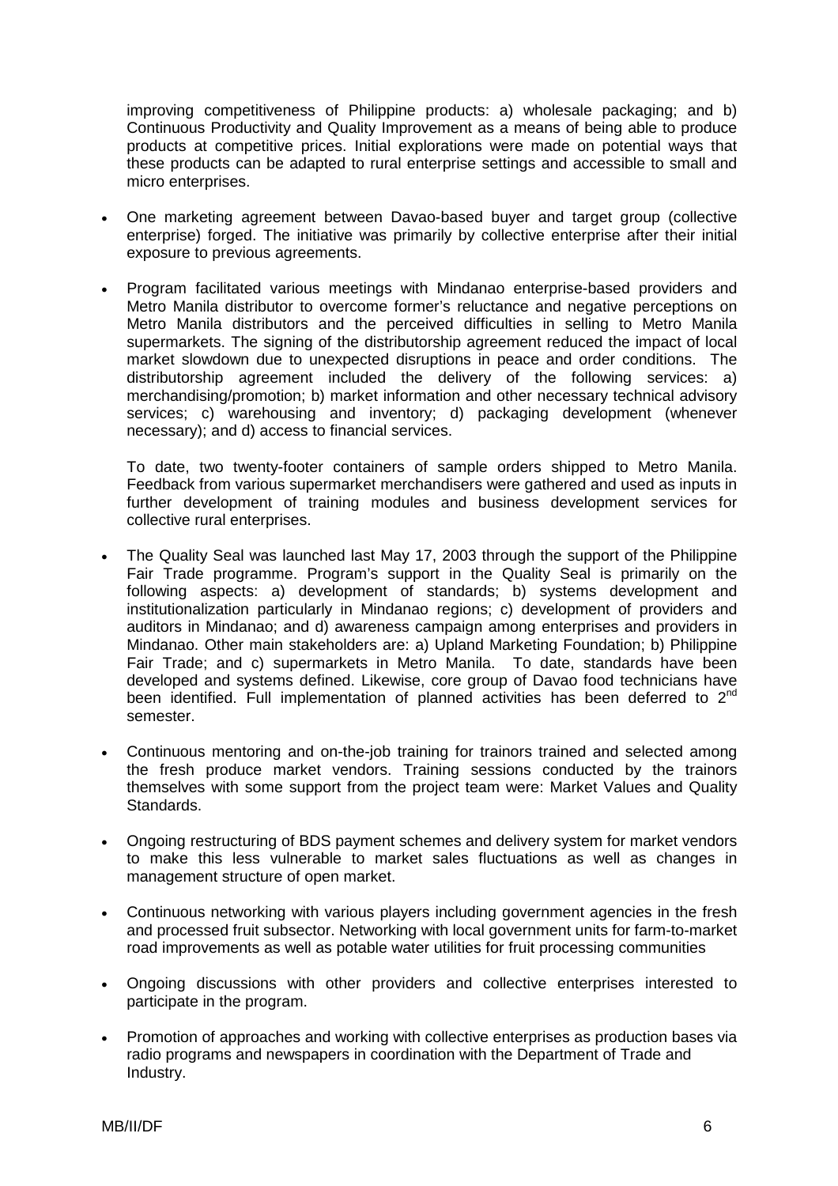improving competitiveness of Philippine products: a) wholesale packaging; and b) Continuous Productivity and Quality Improvement as a means of being able to produce products at competitive prices. Initial explorations were made on potential ways that these products can be adapted to rural enterprise settings and accessible to small and micro enterprises.

- One marketing agreement between Davao-based buyer and target group (collective enterprise) forged. The initiative was primarily by collective enterprise after their initial exposure to previous agreements.

- Program facilitated various meetings with Mindanao enterprise-based providers and Metro Manila distributor to overcome former's reluctance and negative perceptions on Metro Manila distributors and the perceived difficulties in selling to Metro Manila supermarkets. The signing of the distributorship agreement reduced the impact of local market slowdown due to unexpected disruptions in peace and order conditions. The distributorship agreement included the delivery of the following services: a) merchandising/promotion; b) market information and other necessary technical advisory services; c) warehousing and inventory; d) packaging development (whenever necessary); and d) access to financial services.

  To date, two twenty-footer containers of sample orders shipped to Metro Manila. Feedback from various supermarket merchandisers were gathered and used as inputs in further development of training modules and business development services for collective rural enterprises.

- The Quality Seal was launched last May 17, 2003 through the support of the Philippine Fair Trade programme. Program's support in the Quality Seal is primarily on the following aspects: a) development of standards; b) systems development and institutionalization particularly in Mindanao regions; c) development of providers and auditors in Mindanao; and d) awareness campaign among enterprises and providers in Mindanao. Other main stakeholders are: a) Upland Marketing Foundation; b) Philippine Fair Trade; and c) supermarkets in Metro Manila. To date, standards have been developed and systems defined. Likewise, core group of Davao food technicians have been identified. Full implementation of planned activities has been deferred to 2nd semester.

- Continuous mentoring and on-the-job training for trainors trained and selected among the fresh produce market vendors. Training sessions conducted by the trainors themselves with some support from the project team were: Market Values and Quality Standards.

- Ongoing restructuring of BDS payment schemes and delivery system for market vendors to make this less vulnerable to market sales fluctuations as well as changes in management structure of open market.

- Continuous networking with various players including government agencies in the fresh and processed fruit subsector. Networking with local government units for farm-to-market road improvements as well as potable water utilities for fruit processing communities

- Ongoing discussions with other providers and collective enterprises interested to participate in the program.

- Promotion of approaches and working with collective enterprises as production bases via radio programs and newspapers in coordination with the Department of Trade and Industry.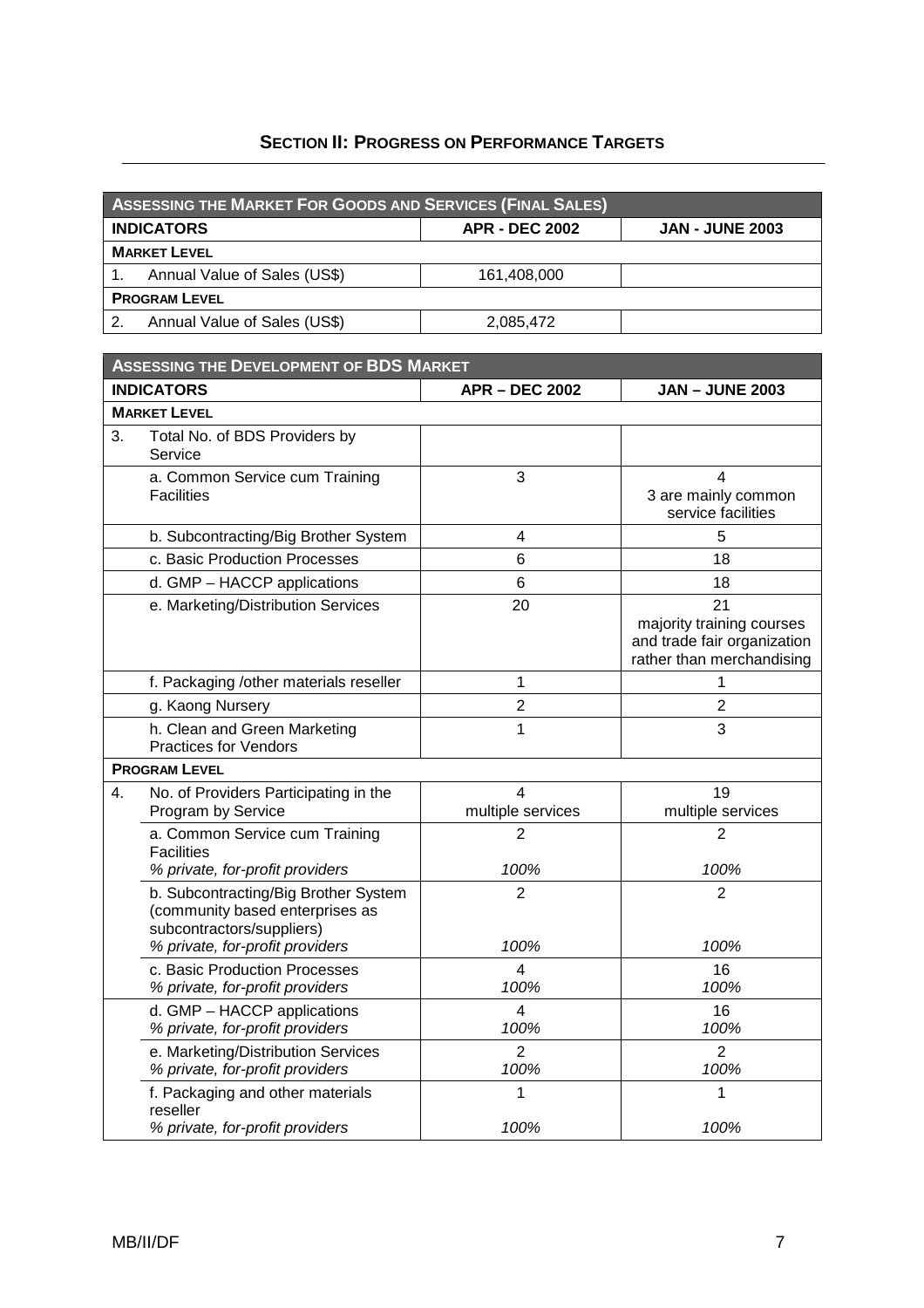## SECTION II: PROGRESS ON PERFORMANCE TARGETS

| ASSESSING THE MARKET FOR GOODS AND SERVICES (FINAL SALES) | | |
|---|---|---|
| **INDICATORS** | **APR - DEC 2002** | **JAN - JUNE 2003** |
| **MARKET LEVEL** | | |
| 1. Annual Value of Sales (US$) | 161,408,000 | |
| **PROGRAM LEVEL** | | |
| 2. Annual Value of Sales (US$) | 2,085,472 | |

| ASSESSING THE DEVELOPMENT OF BDS MARKET | | |
|---|---|---|
| **INDICATORS** | **APR – DEC 2002** | **JAN – JUNE 2003** |
| **MARKET LEVEL** | | |
| 3. Total No. of BDS Providers by Service | | |
| a. Common Service cum Training Facilities | 3 | 4<br>3 are mainly common service facilities |
| b. Subcontracting/Big Brother System | 4 | 5 |
| c. Basic Production Processes | 6 | 18 |
| d. GMP – HACCP applications | 6 | 18 |
| e. Marketing/Distribution Services | 20 | 21<br>majority training courses and trade fair organization rather than merchandising |
| f. Packaging /other materials reseller | 1 | 1 |
| g. Kaong Nursery | 2 | 2 |
| h. Clean and Green Marketing Practices for Vendors | 1 | 3 |
| **PROGRAM LEVEL** | | |
| 4. No. of Providers Participating in the Program by Service | 4<br>multiple services | 19<br>multiple services |
| a. Common Service cum Training Facilities<br>*% private, for-profit providers* | 2<br>*100%* | 2<br>*100%* |
| b. Subcontracting/Big Brother System (community based enterprises as subcontractors/suppliers)<br>*% private, for-profit providers* | 2<br>*100%* | 2<br>*100%* |
| c. Basic Production Processes<br>*% private, for-profit providers* | 4<br>*100%* | 16<br>*100%* |
| d. GMP – HACCP applications<br>*% private, for-profit providers* | 4<br>*100%* | 16<br>*100%* |
| e. Marketing/Distribution Services<br>*% private, for-profit providers* | 2<br>*100%* | 2<br>*100%* |
| f. Packaging and other materials reseller<br>*% private, for-profit providers* | 1<br>*100%* | 1<br>*100%* |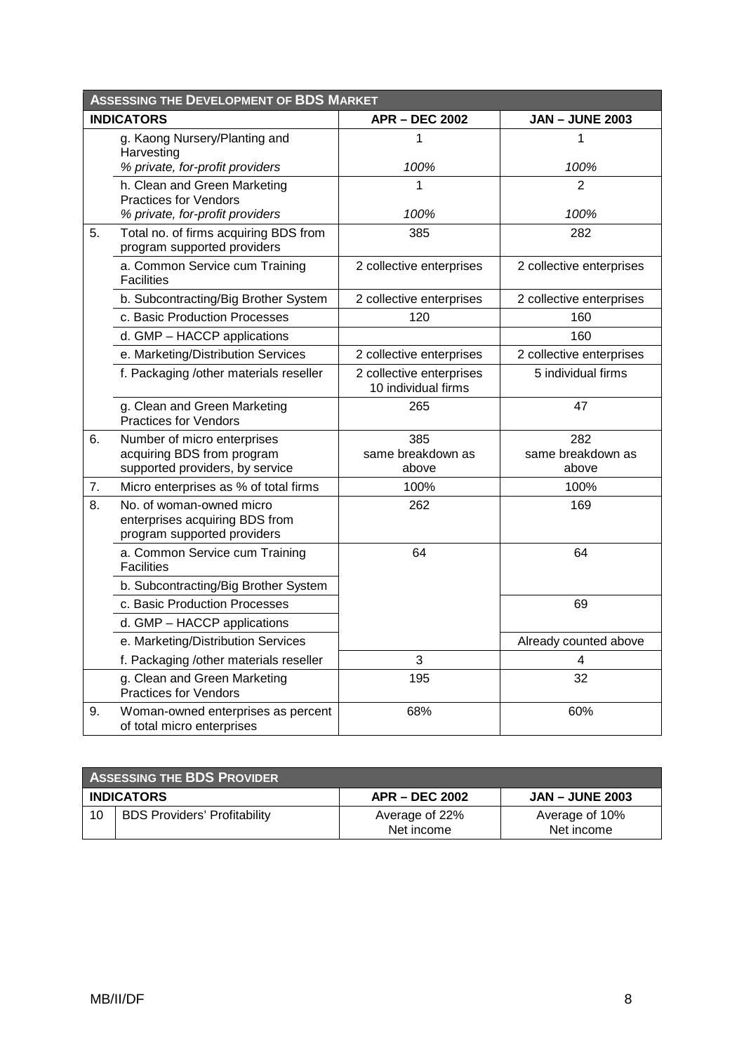| **ASSESSING THE DEVELOPMENT OF BDS MARKET** | | | |
|---|---|---|---|
| **INDICATORS** | | **APR – DEC 2002** | **JAN – JUNE 2003** |
| | g. Kaong Nursery/Planting and Harvesting<br>*% private, for-profit providers* | 1<br>*100%* | 1<br>*100%* |
| | h. Clean and Green Marketing Practices for Vendors<br>*% private, for-profit providers* | 1<br>*100%* | 2<br>*100%* |
| 5. | Total no. of firms acquiring BDS from program supported providers | 385 | 282 |
| | a. Common Service cum Training Facilities | 2 collective enterprises | 2 collective enterprises |
| | b. Subcontracting/Big Brother System | 2 collective enterprises | 2 collective enterprises |
| | c. Basic Production Processes | 120 | 160 |
| | d. GMP – HACCP applications | | 160 |
| | e. Marketing/Distribution Services | 2 collective enterprises | 2 collective enterprises |
| | f. Packaging /other materials reseller | 2 collective enterprises<br>10 individual firms | 5 individual firms |
| | g. Clean and Green Marketing Practices for Vendors | 265 | 47 |
| 6. | Number of micro enterprises acquiring BDS from program supported providers, by service | 385<br>same breakdown as above | 282<br>same breakdown as above |
| 7. | Micro enterprises as % of total firms | 100% | 100% |
| 8. | No. of woman-owned micro enterprises acquiring BDS from program supported providers | 262 | 169 |
| | a. Common Service cum Training Facilities | 64 | 64 |
| | b. Subcontracting/Big Brother System | | |
| | c. Basic Production Processes | | 69 |
| | d. GMP – HACCP applications | | |
| | e. Marketing/Distribution Services | | Already counted above |
| | f. Packaging /other materials reseller | 3 | 4 |
| | g. Clean and Green Marketing Practices for Vendors | 195 | 32 |
| 9. | Woman-owned enterprises as percent of total micro enterprises | 68% | 60% |

| **ASSESSING THE BDS PROVIDER** | | | |
|---|---|---|---|
| **INDICATORS** | | **APR – DEC 2002** | **JAN – JUNE 2003** |
| 10 | BDS Providers' Profitability | Average of 22%<br>Net income | Average of 10%<br>Net income |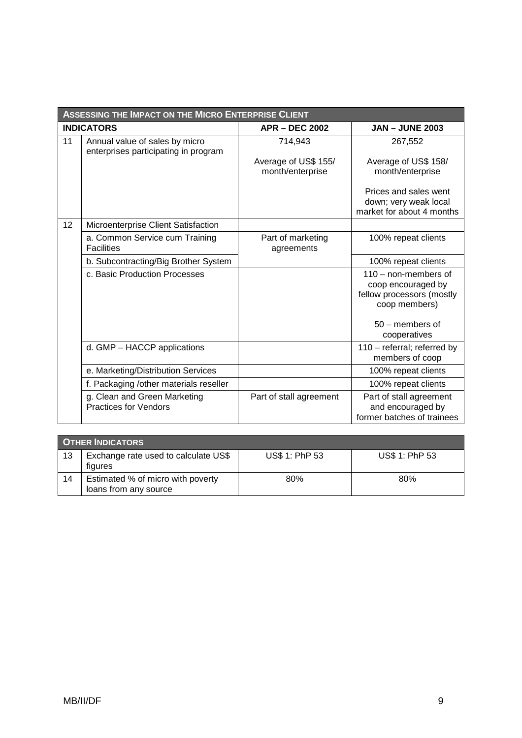| **ASSESSING THE IMPACT ON THE MICRO ENTERPRISE CLIENT** | | | |
|---|---|---|---|
| **INDICATORS** | | **APR – DEC 2002** | **JAN – JUNE 2003** |
| 11 | Annual value of sales by micro enterprises participating in program | 714,943<br><br>Average of US$ 155/ month/enterprise | 267,552<br><br>Average of US$ 158/ month/enterprise<br><br>Prices and sales went down; very weak local market for about 4 months |
| 12 | Microenterprise Client Satisfaction | | |
| | a. Common Service cum Training Facilities | Part of marketing agreements | 100% repeat clients |
| | b. Subcontracting/Big Brother System | | 100% repeat clients |
| | c. Basic Production Processes | | 110 – non-members of coop encouraged by fellow processors (mostly coop members)<br><br>50 – members of cooperatives |
| | d. GMP – HACCP applications | | 110 – referral; referred by members of coop |
| | e. Marketing/Distribution Services | | 100% repeat clients |
| | f. Packaging /other materials reseller | | 100% repeat clients |
| | g. Clean and Green Marketing Practices for Vendors | Part of stall agreement | Part of stall agreement and encouraged by former batches of trainees |

| **OTHER INDICATORS** | | | |
|---|---|---|---|
| 13 | Exchange rate used to calculate US$ figures | US$ 1: PhP 53 | US$ 1: PhP 53 |
| 14 | Estimated % of micro with poverty loans from any source | 80% | 80% |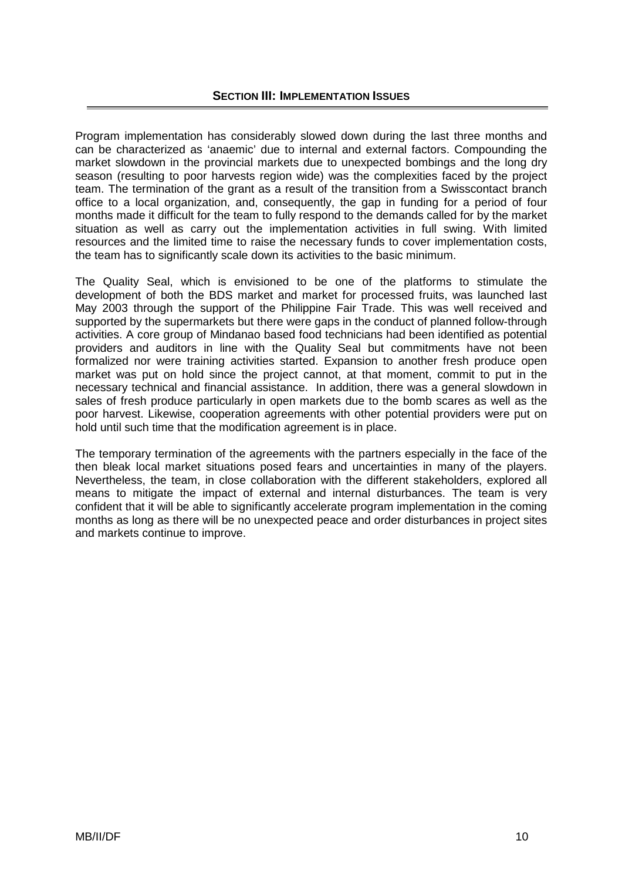## SECTION III: IMPLEMENTATION ISSUES

Program implementation has considerably slowed down during the last three months and can be characterized as 'anaemic' due to internal and external factors. Compounding the market slowdown in the provincial markets due to unexpected bombings and the long dry season (resulting to poor harvests region wide) was the complexities faced by the project team. The termination of the grant as a result of the transition from a Swisscontact branch office to a local organization, and, consequently, the gap in funding for a period of four months made it difficult for the team to fully respond to the demands called for by the market situation as well as carry out the implementation activities in full swing. With limited resources and the limited time to raise the necessary funds to cover implementation costs, the team has to significantly scale down its activities to the basic minimum.

The Quality Seal, which is envisioned to be one of the platforms to stimulate the development of both the BDS market and market for processed fruits, was launched last May 2003 through the support of the Philippine Fair Trade. This was well received and supported by the supermarkets but there were gaps in the conduct of planned follow-through activities. A core group of Mindanao based food technicians had been identified as potential providers and auditors in line with the Quality Seal but commitments have not been formalized nor were training activities started. Expansion to another fresh produce open market was put on hold since the project cannot, at that moment, commit to put in the necessary technical and financial assistance. In addition, there was a general slowdown in sales of fresh produce particularly in open markets due to the bomb scares as well as the poor harvest. Likewise, cooperation agreements with other potential providers were put on hold until such time that the modification agreement is in place.

The temporary termination of the agreements with the partners especially in the face of the then bleak local market situations posed fears and uncertainties in many of the players. Nevertheless, the team, in close collaboration with the different stakeholders, explored all means to mitigate the impact of external and internal disturbances. The team is very confident that it will be able to significantly accelerate program implementation in the coming months as long as there will be no unexpected peace and order disturbances in project sites and markets continue to improve.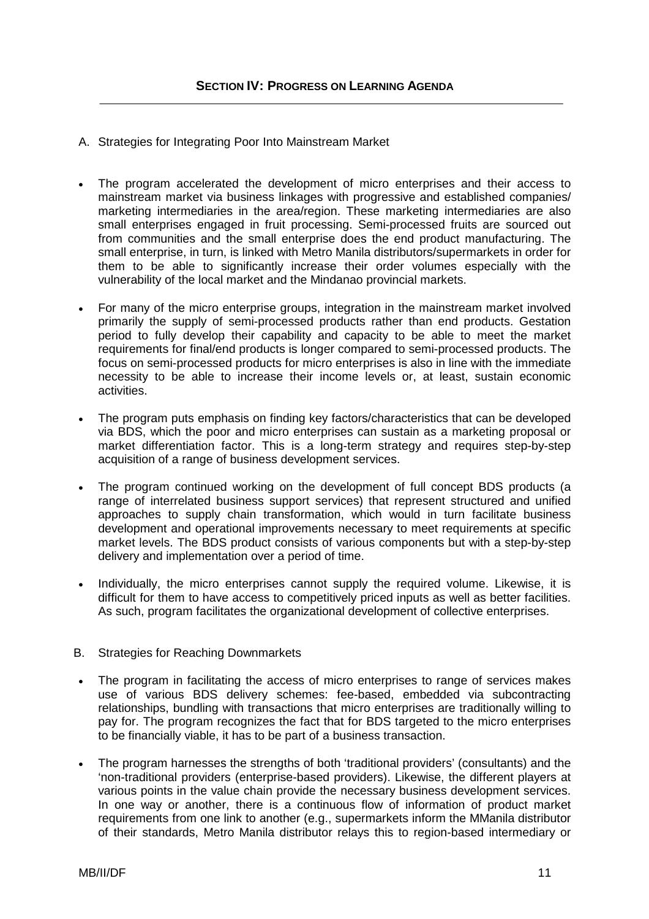## SECTION IV: PROGRESS ON LEARNING AGENDA

A. Strategies for Integrating Poor Into Mainstream Market

- The program accelerated the development of micro enterprises and their access to mainstream market via business linkages with progressive and established companies/ marketing intermediaries in the area/region. These marketing intermediaries are also small enterprises engaged in fruit processing. Semi-processed fruits are sourced out from communities and the small enterprise does the end product manufacturing. The small enterprise, in turn, is linked with Metro Manila distributors/supermarkets in order for them to be able to significantly increase their order volumes especially with the vulnerability of the local market and the Mindanao provincial markets.

- For many of the micro enterprise groups, integration in the mainstream market involved primarily the supply of semi-processed products rather than end products. Gestation period to fully develop their capability and capacity to be able to meet the market requirements for final/end products is longer compared to semi-processed products. The focus on semi-processed products for micro enterprises is also in line with the immediate necessity to be able to increase their income levels or, at least, sustain economic activities.

- The program puts emphasis on finding key factors/characteristics that can be developed via BDS, which the poor and micro enterprises can sustain as a marketing proposal or market differentiation factor. This is a long-term strategy and requires step-by-step acquisition of a range of business development services.

- The program continued working on the development of full concept BDS products (a range of interrelated business support services) that represent structured and unified approaches to supply chain transformation, which would in turn facilitate business development and operational improvements necessary to meet requirements at specific market levels. The BDS product consists of various components but with a step-by-step delivery and implementation over a period of time.

- Individually, the micro enterprises cannot supply the required volume. Likewise, it is difficult for them to have access to competitively priced inputs as well as better facilities. As such, program facilitates the organizational development of collective enterprises.

B. Strategies for Reaching Downmarkets

- The program in facilitating the access of micro enterprises to range of services makes use of various BDS delivery schemes: fee-based, embedded via subcontracting relationships, bundling with transactions that micro enterprises are traditionally willing to pay for. The program recognizes the fact that for BDS targeted to the micro enterprises to be financially viable, it has to be part of a business transaction.

- The program harnesses the strengths of both 'traditional providers' (consultants) and the 'non-traditional providers (enterprise-based providers). Likewise, the different players at various points in the value chain provide the necessary business development services. In one way or another, there is a continuous flow of information of product market requirements from one link to another (e.g., supermarkets inform the MManila distributor of their standards, Metro Manila distributor relays this to region-based intermediary or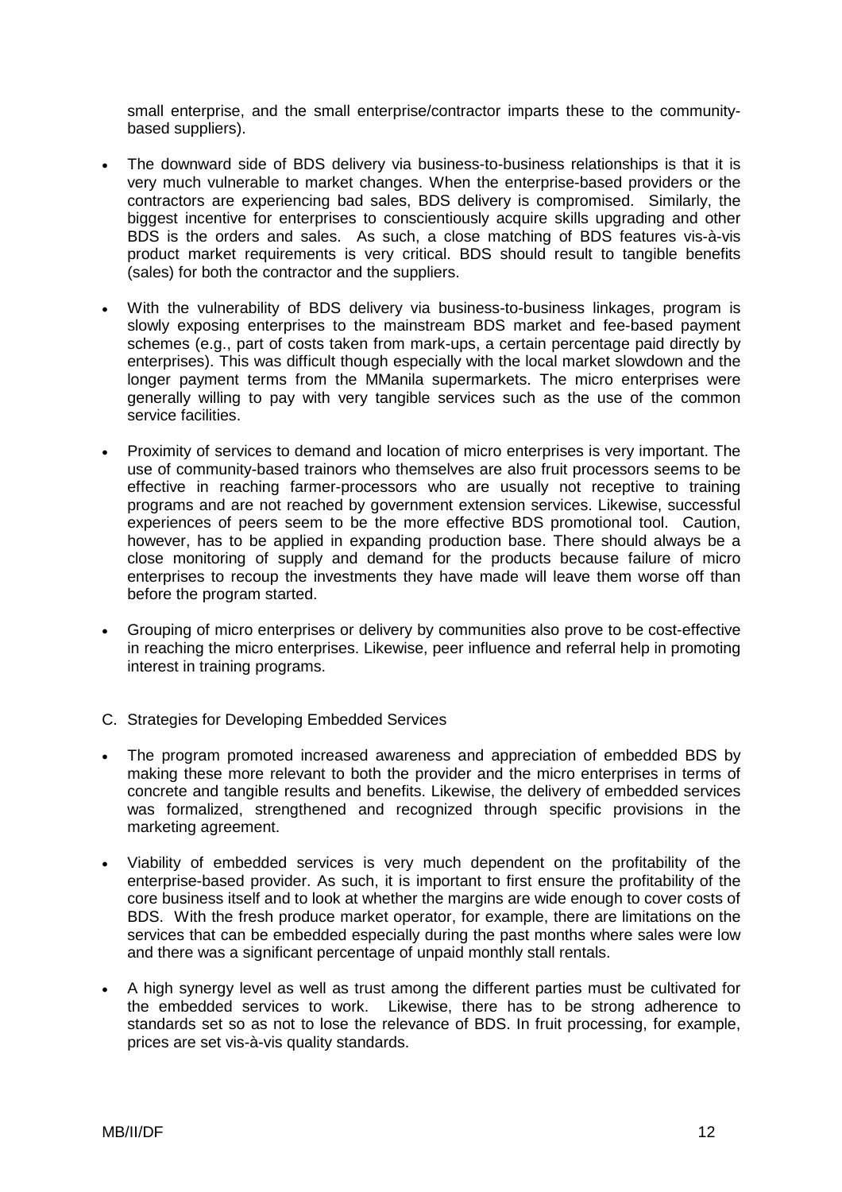small enterprise, and the small enterprise/contractor imparts these to the community-based suppliers).

- The downward side of BDS delivery via business-to-business relationships is that it is very much vulnerable to market changes. When the enterprise-based providers or the contractors are experiencing bad sales, BDS delivery is compromised. Similarly, the biggest incentive for enterprises to conscientiously acquire skills upgrading and other BDS is the orders and sales. As such, a close matching of BDS features vis-à-vis product market requirements is very critical. BDS should result to tangible benefits (sales) for both the contractor and the suppliers.

- With the vulnerability of BDS delivery via business-to-business linkages, program is slowly exposing enterprises to the mainstream BDS market and fee-based payment schemes (e.g., part of costs taken from mark-ups, a certain percentage paid directly by enterprises). This was difficult though especially with the local market slowdown and the longer payment terms from the MManila supermarkets. The micro enterprises were generally willing to pay with very tangible services such as the use of the common service facilities.

- Proximity of services to demand and location of micro enterprises is very important. The use of community-based trainors who themselves are also fruit processors seems to be effective in reaching farmer-processors who are usually not receptive to training programs and are not reached by government extension services. Likewise, successful experiences of peers seem to be the more effective BDS promotional tool. Caution, however, has to be applied in expanding production base. There should always be a close monitoring of supply and demand for the products because failure of micro enterprises to recoup the investments they have made will leave them worse off than before the program started.

- Grouping of micro enterprises or delivery by communities also prove to be cost-effective in reaching the micro enterprises. Likewise, peer influence and referral help in promoting interest in training programs.

C. Strategies for Developing Embedded Services

- The program promoted increased awareness and appreciation of embedded BDS by making these more relevant to both the provider and the micro enterprises in terms of concrete and tangible results and benefits. Likewise, the delivery of embedded services was formalized, strengthened and recognized through specific provisions in the marketing agreement.

- Viability of embedded services is very much dependent on the profitability of the enterprise-based provider. As such, it is important to first ensure the profitability of the core business itself and to look at whether the margins are wide enough to cover costs of BDS. With the fresh produce market operator, for example, there are limitations on the services that can be embedded especially during the past months where sales were low and there was a significant percentage of unpaid monthly stall rentals.

- A high synergy level as well as trust among the different parties must be cultivated for the embedded services to work. Likewise, there has to be strong adherence to standards set so as not to lose the relevance of BDS. In fruit processing, for example, prices are set vis-à-vis quality standards.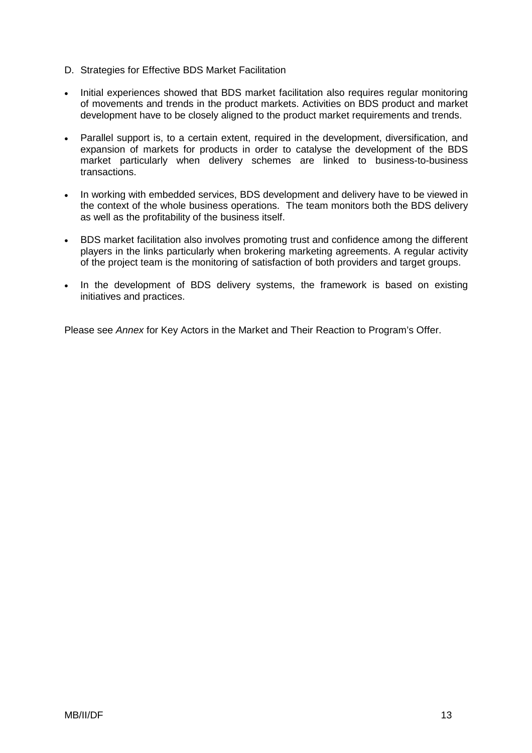D. Strategies for Effective BDS Market Facilitation

- Initial experiences showed that BDS market facilitation also requires regular monitoring of movements and trends in the product markets. Activities on BDS product and market development have to be closely aligned to the product market requirements and trends.

- Parallel support is, to a certain extent, required in the development, diversification, and expansion of markets for products in order to catalyse the development of the BDS market particularly when delivery schemes are linked to business-to-business transactions.

- In working with embedded services, BDS development and delivery have to be viewed in the context of the whole business operations. The team monitors both the BDS delivery as well as the profitability of the business itself.

- BDS market facilitation also involves promoting trust and confidence among the different players in the links particularly when brokering marketing agreements. A regular activity of the project team is the monitoring of satisfaction of both providers and target groups.

- In the development of BDS delivery systems, the framework is based on existing initiatives and practices.

Please see *Annex* for Key Actors in the Market and Their Reaction to Program's Offer.